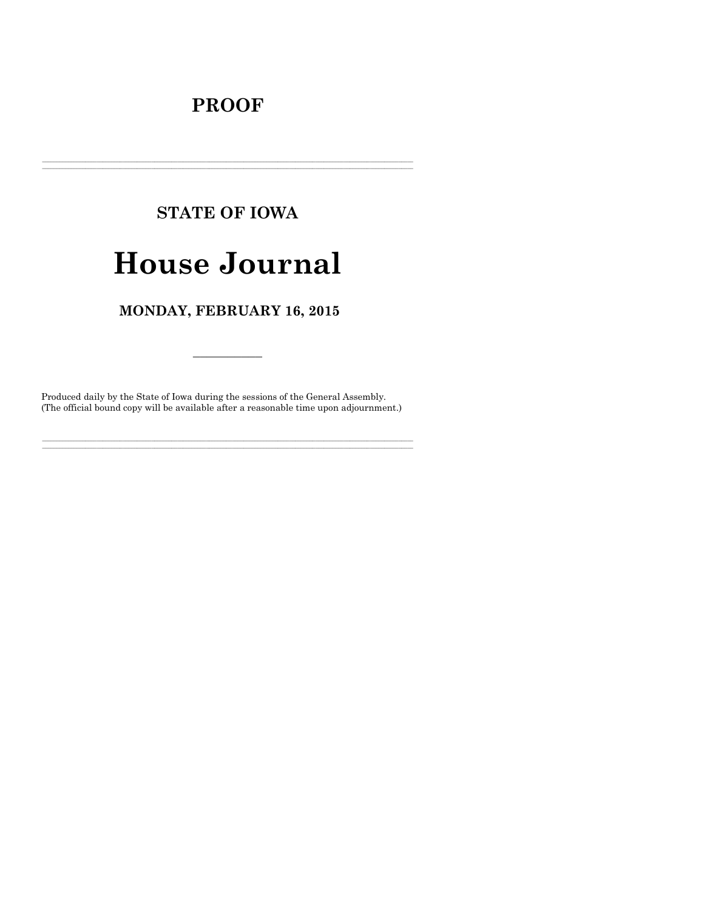# PROOF

---

## STATE OF IOWA

# House Journal

## MONDAY, FEBRUARY 16, 2015

---

Produced daily by the State of Iowa during the sessions of the General Assembly.
(The official bound copy will be available after a reasonable time upon adjournment.)

---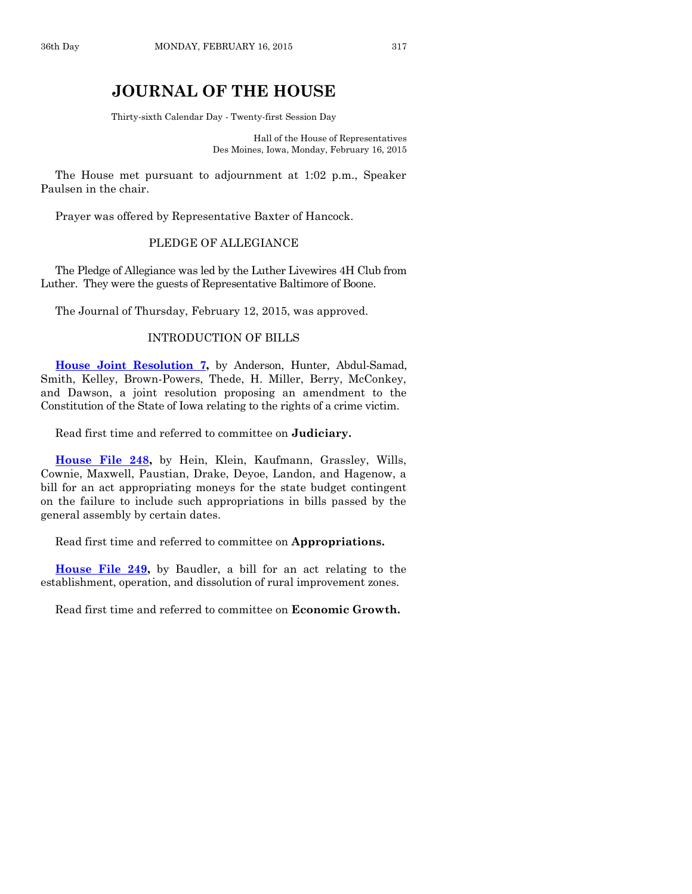# JOURNAL OF THE HOUSE

Thirty-sixth Calendar Day - Twenty-first Session Day

Hall of the House of Representatives
Des Moines, Iowa, Monday, February 16, 2015

The House met pursuant to adjournment at 1:02 p.m., Speaker Paulsen in the chair.

Prayer was offered by Representative Baxter of Hancock.

PLEDGE OF ALLEGIANCE

The Pledge of Allegiance was led by the Luther Livewires 4H Club from Luther. They were the guests of Representative Baltimore of Boone.

The Journal of Thursday, February 12, 2015, was approved.

INTRODUCTION OF BILLS

**House Joint Resolution 7,** by Anderson, Hunter, Abdul-Samad, Smith, Kelley, Brown-Powers, Thede, H. Miller, Berry, McConkey, and Dawson, a joint resolution proposing an amendment to the Constitution of the State of Iowa relating to the rights of a crime victim.

Read first time and referred to committee on **Judiciary.**

**House File 248,** by Hein, Klein, Kaufmann, Grassley, Wills, Cownie, Maxwell, Paustian, Drake, Deyoe, Landon, and Hagenow, a bill for an act appropriating moneys for the state budget contingent on the failure to include such appropriations in bills passed by the general assembly by certain dates.

Read first time and referred to committee on **Appropriations.**

**House File 249,** by Baudler, a bill for an act relating to the establishment, operation, and dissolution of rural improvement zones.

Read first time and referred to committee on **Economic Growth.**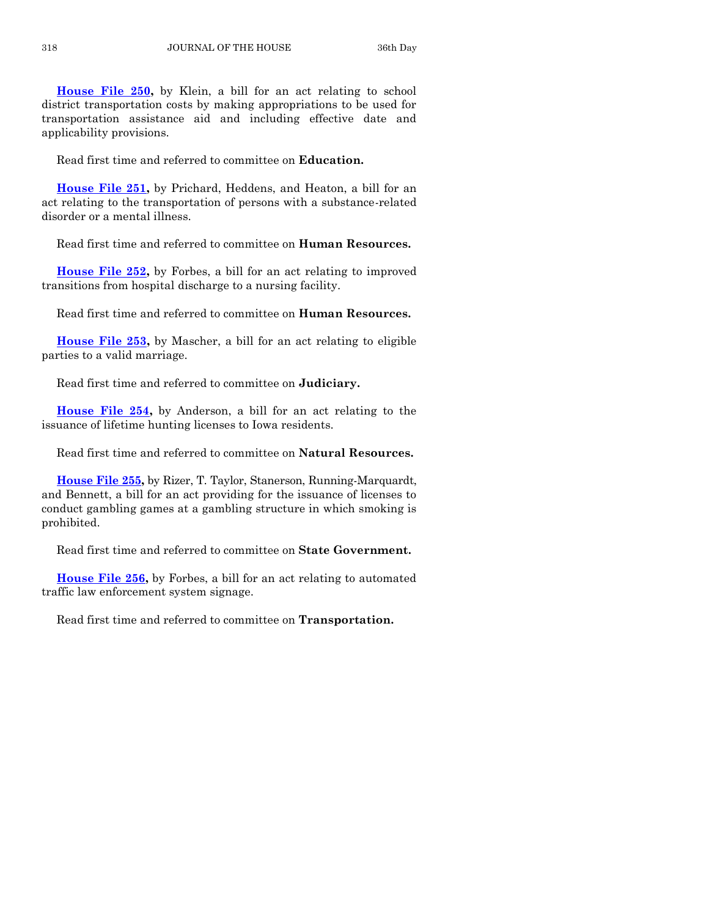**House File 250,** by Klein, a bill for an act relating to school district transportation costs by making appropriations to be used for transportation assistance aid and including effective date and applicability provisions.

Read first time and referred to committee on **Education.**

**House File 251,** by Prichard, Heddens, and Heaton, a bill for an act relating to the transportation of persons with a substance-related disorder or a mental illness.

Read first time and referred to committee on **Human Resources.**

**House File 252,** by Forbes, a bill for an act relating to improved transitions from hospital discharge to a nursing facility.

Read first time and referred to committee on **Human Resources.**

**House File 253,** by Mascher, a bill for an act relating to eligible parties to a valid marriage.

Read first time and referred to committee on **Judiciary.**

**House File 254,** by Anderson, a bill for an act relating to the issuance of lifetime hunting licenses to Iowa residents.

Read first time and referred to committee on **Natural Resources.**

**House File 255,** by Rizer, T. Taylor, Stanerson, Running-Marquardt, and Bennett, a bill for an act providing for the issuance of licenses to conduct gambling games at a gambling structure in which smoking is prohibited.

Read first time and referred to committee on **State Government.**

**House File 256,** by Forbes, a bill for an act relating to automated traffic law enforcement system signage.

Read first time and referred to committee on **Transportation.**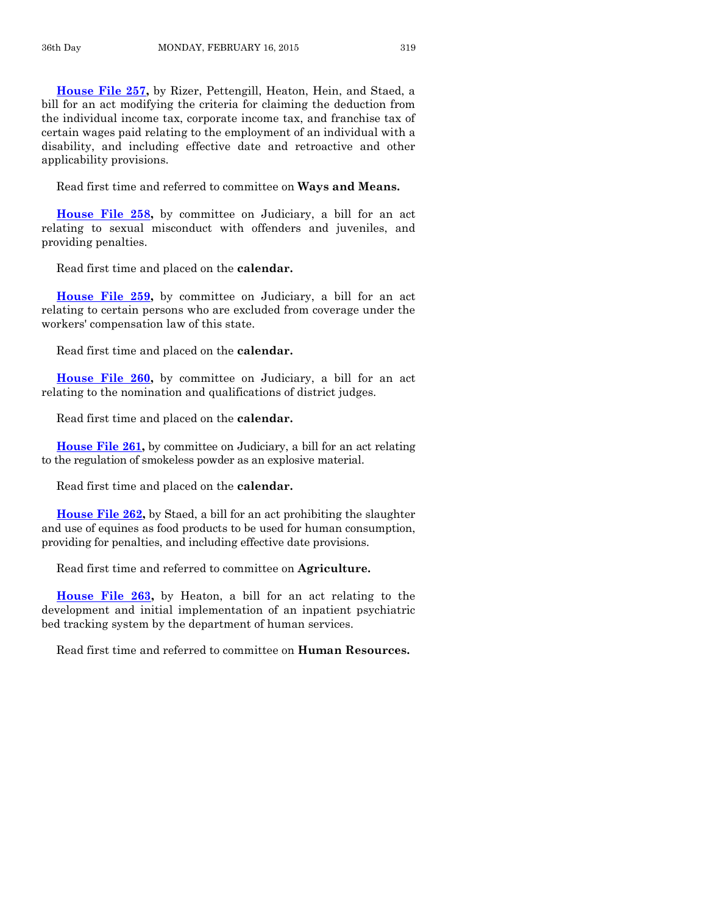**House File 257,** by Rizer, Pettengill, Heaton, Hein, and Staed, a bill for an act modifying the criteria for claiming the deduction from the individual income tax, corporate income tax, and franchise tax of certain wages paid relating to the employment of an individual with a disability, and including effective date and retroactive and other applicability provisions.

Read first time and referred to committee on **Ways and Means.**

**House File 258,** by committee on Judiciary, a bill for an act relating to sexual misconduct with offenders and juveniles, and providing penalties.

Read first time and placed on the **calendar.**

**House File 259,** by committee on Judiciary, a bill for an act relating to certain persons who are excluded from coverage under the workers' compensation law of this state.

Read first time and placed on the **calendar.**

**House File 260,** by committee on Judiciary, a bill for an act relating to the nomination and qualifications of district judges.

Read first time and placed on the **calendar.**

**House File 261,** by committee on Judiciary, a bill for an act relating to the regulation of smokeless powder as an explosive material.

Read first time and placed on the **calendar.**

**House File 262,** by Staed, a bill for an act prohibiting the slaughter and use of equines as food products to be used for human consumption, providing for penalties, and including effective date provisions.

Read first time and referred to committee on **Agriculture.**

**House File 263,** by Heaton, a bill for an act relating to the development and initial implementation of an inpatient psychiatric bed tracking system by the department of human services.

Read first time and referred to committee on **Human Resources.**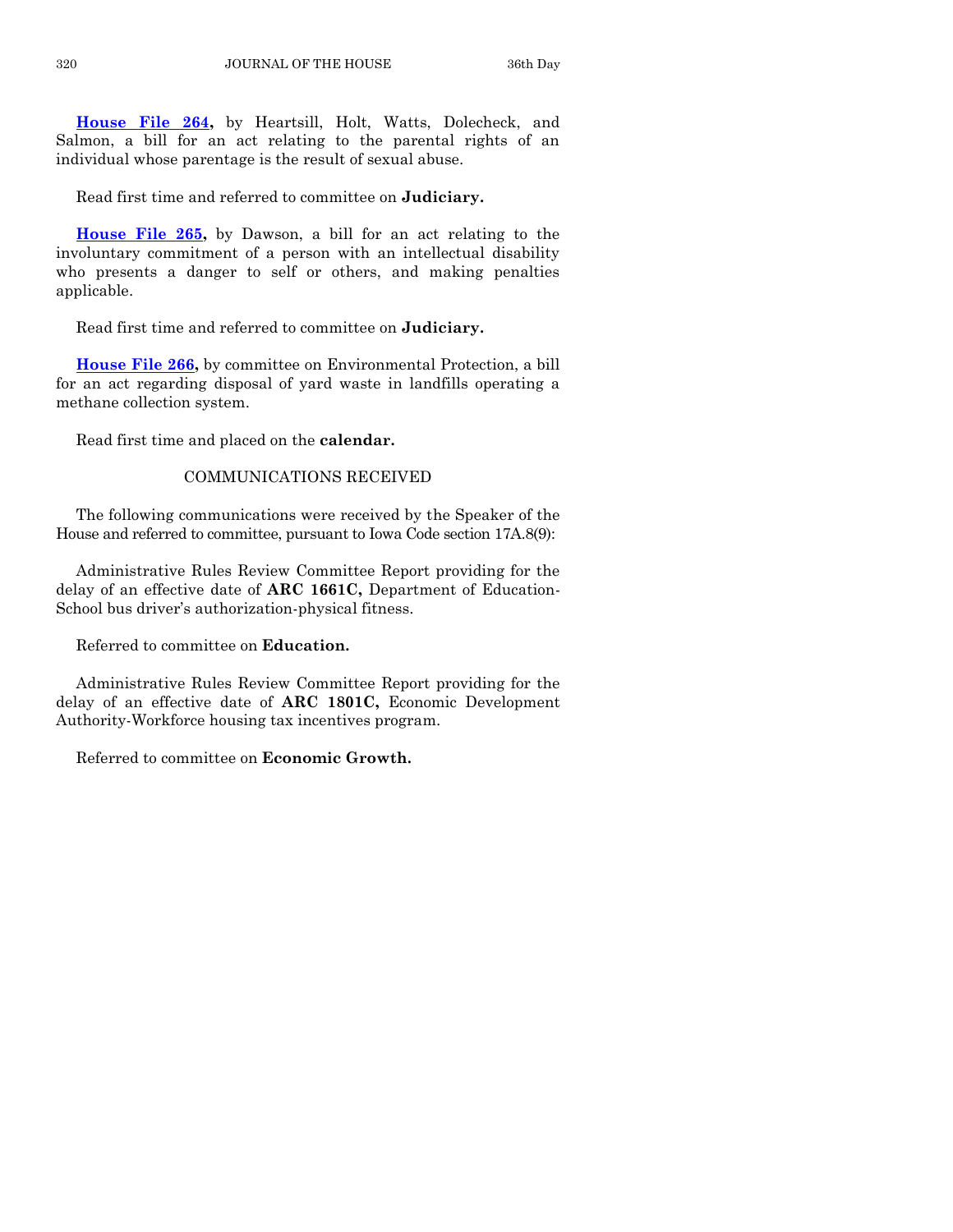**House File 264,** by Heartsill, Holt, Watts, Dolecheck, and Salmon, a bill for an act relating to the parental rights of an individual whose parentage is the result of sexual abuse.

Read first time and referred to committee on **Judiciary.**

**House File 265,** by Dawson, a bill for an act relating to the involuntary commitment of a person with an intellectual disability who presents a danger to self or others, and making penalties applicable.

Read first time and referred to committee on **Judiciary.**

**House File 266,** by committee on Environmental Protection, a bill for an act regarding disposal of yard waste in landfills operating a methane collection system.

Read first time and placed on the **calendar.**

## COMMUNICATIONS RECEIVED

The following communications were received by the Speaker of the House and referred to committee, pursuant to Iowa Code section 17A.8(9):

Administrative Rules Review Committee Report providing for the delay of an effective date of **ARC 1661C,** Department of Education-School bus driver's authorization-physical fitness.

Referred to committee on **Education.**

Administrative Rules Review Committee Report providing for the delay of an effective date of **ARC 1801C,** Economic Development Authority-Workforce housing tax incentives program.

Referred to committee on **Economic Growth.**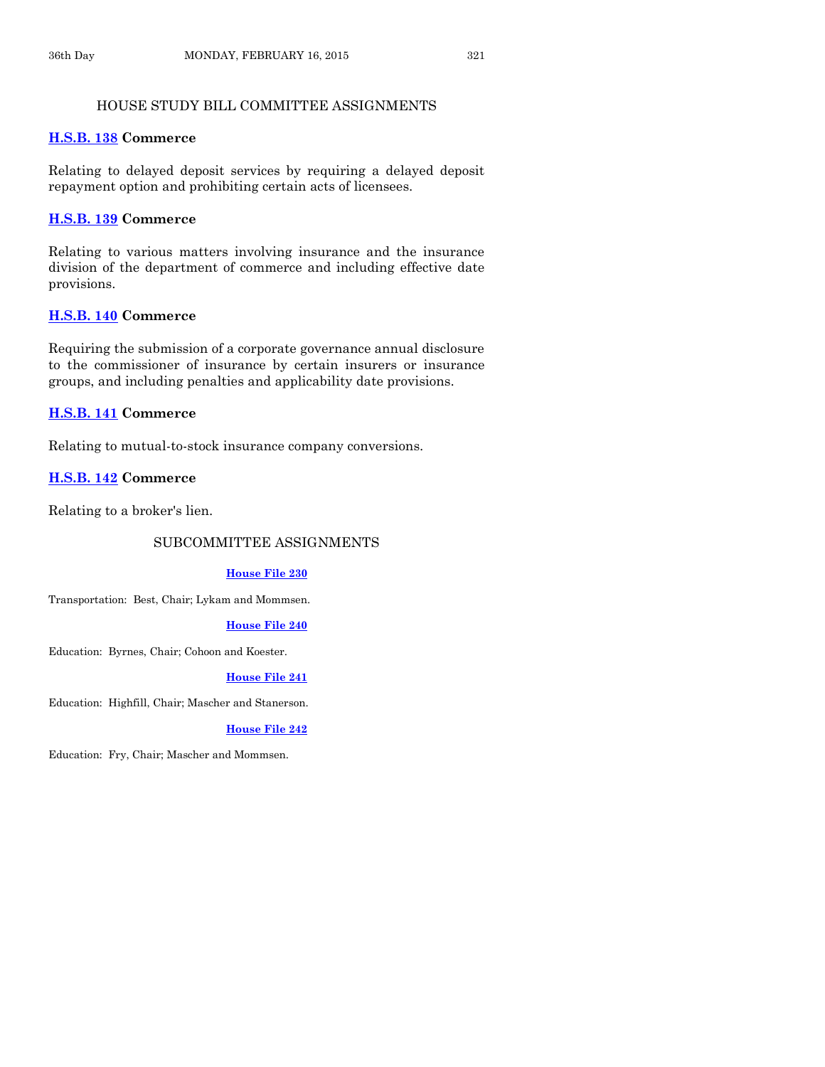## HOUSE STUDY BILL COMMITTEE ASSIGNMENTS

**H.S.B. 138 Commerce**

Relating to delayed deposit services by requiring a delayed deposit repayment option and prohibiting certain acts of licensees.

**H.S.B. 139 Commerce**

Relating to various matters involving insurance and the insurance division of the department of commerce and including effective date provisions.

**H.S.B. 140 Commerce**

Requiring the submission of a corporate governance annual disclosure to the commissioner of insurance by certain insurers or insurance groups, and including penalties and applicability date provisions.

**H.S.B. 141 Commerce**

Relating to mutual-to-stock insurance company conversions.

**H.S.B. 142 Commerce**

Relating to a broker's lien.

## SUBCOMMITTEE ASSIGNMENTS

**House File 230**

Transportation: Best, Chair; Lykam and Mommsen.

**House File 240**

Education: Byrnes, Chair; Cohoon and Koester.

**House File 241**

Education: Highfill, Chair; Mascher and Stanerson.

**House File 242**

Education: Fry, Chair; Mascher and Mommsen.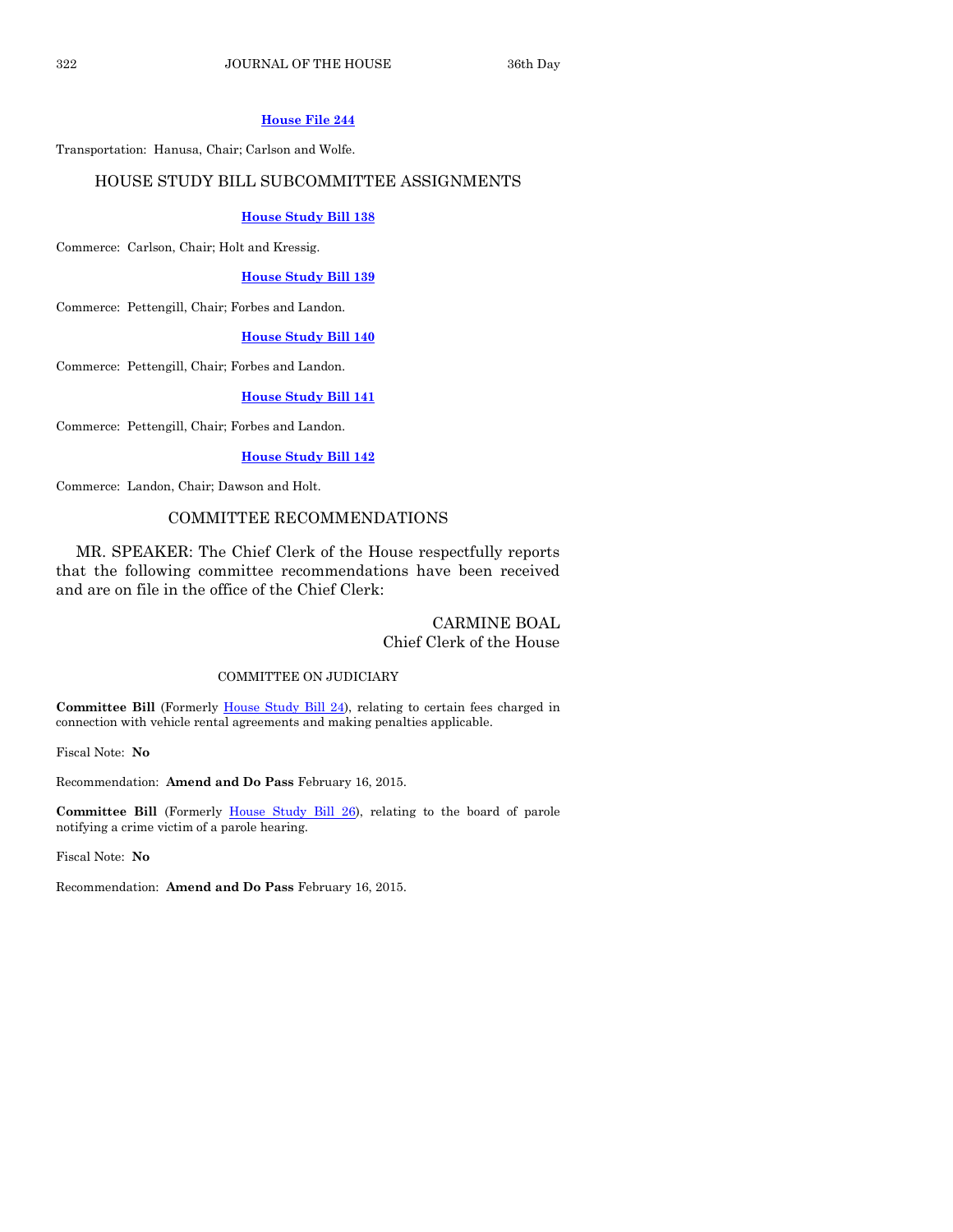**House File 244**

Transportation: Hanusa, Chair; Carlson and Wolfe.

## HOUSE STUDY BILL SUBCOMMITTEE ASSIGNMENTS

**House Study Bill 138**

Commerce: Carlson, Chair; Holt and Kressig.

**House Study Bill 139**

Commerce: Pettengill, Chair; Forbes and Landon.

**House Study Bill 140**

Commerce: Pettengill, Chair; Forbes and Landon.

**House Study Bill 141**

Commerce: Pettengill, Chair; Forbes and Landon.

**House Study Bill 142**

Commerce: Landon, Chair; Dawson and Holt.

## COMMITTEE RECOMMENDATIONS

MR. SPEAKER: The Chief Clerk of the House respectfully reports that the following committee recommendations have been received and are on file in the office of the Chief Clerk:

CARMINE BOAL
Chief Clerk of the House

### COMMITTEE ON JUDICIARY

**Committee Bill** (Formerly House Study Bill 24), relating to certain fees charged in connection with vehicle rental agreements and making penalties applicable.

Fiscal Note: **No**

Recommendation: **Amend and Do Pass** February 16, 2015.

**Committee Bill** (Formerly House Study Bill 26), relating to the board of parole notifying a crime victim of a parole hearing.

Fiscal Note: **No**

Recommendation: **Amend and Do Pass** February 16, 2015.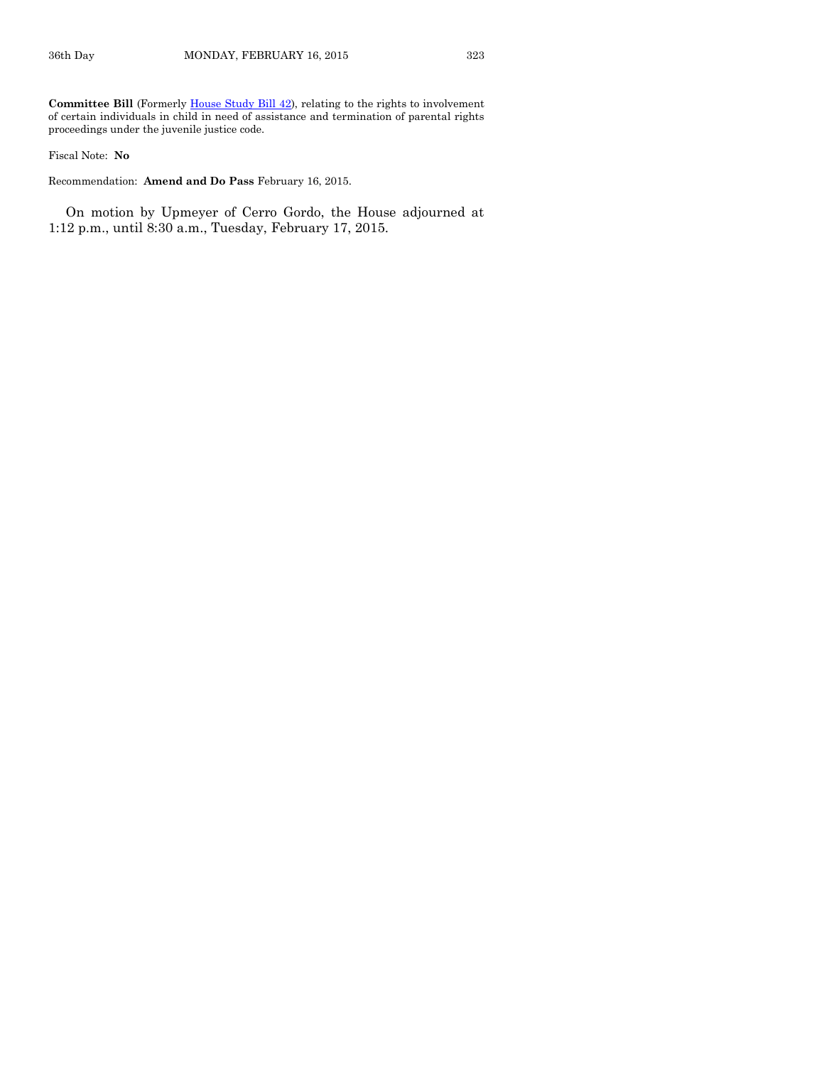**Committee Bill** (Formerly House Study Bill 42), relating to the rights to involvement of certain individuals in child in need of assistance and termination of parental rights proceedings under the juvenile justice code.

Fiscal Note: **No**

Recommendation: **Amend and Do Pass** February 16, 2015.

On motion by Upmeyer of Cerro Gordo, the House adjourned at 1:12 p.m., until 8:30 a.m., Tuesday, February 17, 2015.